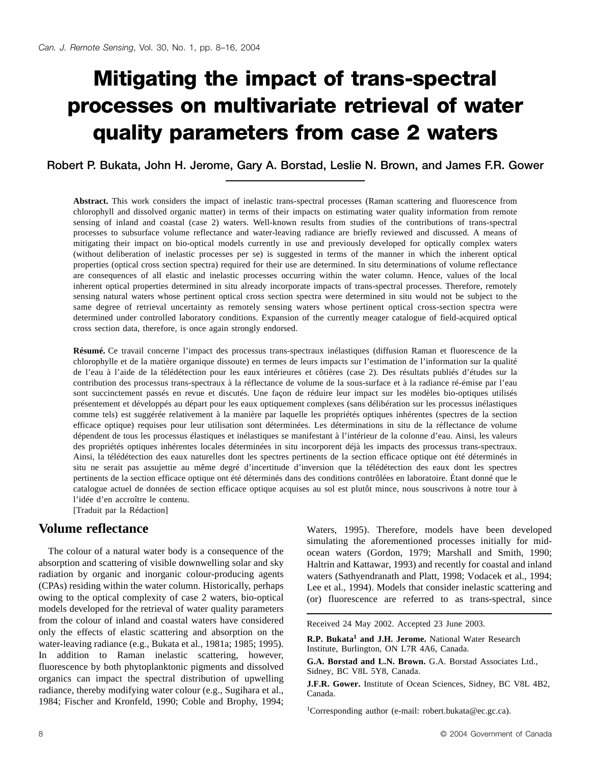# Mitigating the impact of trans-spectral processes on multivariate retrieval of water quality parameters from case 2 waters

Robert P. Bukata, John H. Jerome, Gary A. Borstad, Leslie N. Brown, and James F.R. Gower

**Abstract.** This work considers the impact of inelastic trans-spectral processes (Raman scattering and fluorescence from chlorophyll and dissolved organic matter) in terms of their impacts on estimating water quality information from remote sensing of inland and coastal (case 2) waters. Well-known results from studies of the contributions of trans-spectral processes to subsurface volume reflectance and water-leaving radiance are briefly reviewed and discussed. A means of mitigating their impact on bio-optical models currently in use and previously developed for optically complex waters (without deliberation of inelastic processes per se) is suggested in terms of the manner in which the inherent optical properties (optical cross section spectra) required for their use are determined. In situ determinations of volume reflectance are consequences of all elastic and inelastic processes occurring within the water column. Hence, values of the local inherent optical properties determined in situ already incorporate impacts of trans-spectral processes. Therefore, remotely sensing natural waters whose pertinent optical cross section spectra were determined in situ would not be subject to the same degree of retrieval uncertainty as remotely sensing waters whose pertinent optical cross-section spectra were determined under controlled laboratory conditions. Expansion of the currently meager catalogue of field-acquired optical cross section data, therefore, is once again strongly endorsed.

**Résumé.** Ce travail concerne l'impact des processus trans-spectraux inélastiques (diffusion Raman et fluorescence de la chlorophylle et de la matière organique dissoute) en termes de leurs impacts sur l'estimation de l'information sur la qualité de l'eau à l'aide de la télédétection pour les eaux intérieures et côtières (case 2). Des résultats publiés d'études sur la contribution des processus trans-spectraux à la réflectance de volume de la sous-surface et à la radiance ré-émise par l'eau sont succinctement passés en revue et discutés. Une façon de réduire leur impact sur les modèles bio-optiques utilisés présentement et développés au départ pour les eaux optiquement complexes (sans délibération sur les processus inélastiques comme tels) est suggérée relativement à la manière par laquelle les propriétés optiques inhérentes (spectres de la section efficace optique) requises pour leur utilisation sont déterminées. Les déterminations in situ de la réflectance de volume dépendent de tous les processus élastiques et inélastiques se manifestant à l'intérieur de la colonne d'eau. Ainsi, les valeurs des propriétés optiques inhérentes locales déterminées in situ incorporent déjà les impacts des processus trans-spectraux. Ainsi, la télédétection des eaux naturelles dont les spectres pertinents de la section efficace optique ont été déterminés in situ ne serait pas assujettie au même degré d'incertitude d'inversion que la télédétection des eaux dont les spectres pertinents de la section efficace optique ont été déterminés dans des conditions contrôlées en laboratoire. Étant donné que le catalogue actuel de données de section efficace optique acquises au sol est plutôt mince, nous souscrivons à notre tour à l'idée d'en accroître le contenu.
[Traduit par la Rédaction]

## Volume reflectance

The colour of a natural water body is a consequence of the absorption and scattering of visible downwelling solar and sky radiation by organic and inorganic colour-producing agents (CPAs) residing within the water column. Historically, perhaps owing to the optical complexity of case 2 waters, bio-optical models developed for the retrieval of water quality parameters from the colour of inland and coastal waters have considered only the effects of elastic scattering and absorption on the water-leaving radiance (e.g., Bukata et al., 1981a; 1985; 1995). In addition to Raman inelastic scattering, however, fluorescence by both phytoplanktonic pigments and dissolved organics can impact the spectral distribution of upwelling radiance, thereby modifying water colour (e.g., Sugihara et al., 1984; Fischer and Kronfeld, 1990; Coble and Brophy, 1994; Waters, 1995). Therefore, models have been developed simulating the aforementioned processes initially for mid-ocean waters (Gordon, 1979; Marshall and Smith, 1990; Haltrin and Kattawar, 1993) and recently for coastal and inland waters (Sathyendranath and Platt, 1998; Vodacek et al., 1994; Lee et al., 1994). Models that consider inelastic scattering and (or) fluorescence are referred to as trans-spectral, since

Received 24 May 2002. Accepted 23 June 2003.

**R.P. Bukata[1] and J.H. Jerome.** National Water Research Institute, Burlington, ON L7R 4A6, Canada.

**G.A. Borstad and L.N. Brown.** G.A. Borstad Associates Ltd., Sidney, BC V8L 5Y8, Canada.

**J.F.R. Gower.** Institute of Ocean Sciences, Sidney, BC V8L 4B2, Canada.

[1]Corresponding author (e-mail: robert.bukata@ec.gc.ca).

© 2004 Government of Canada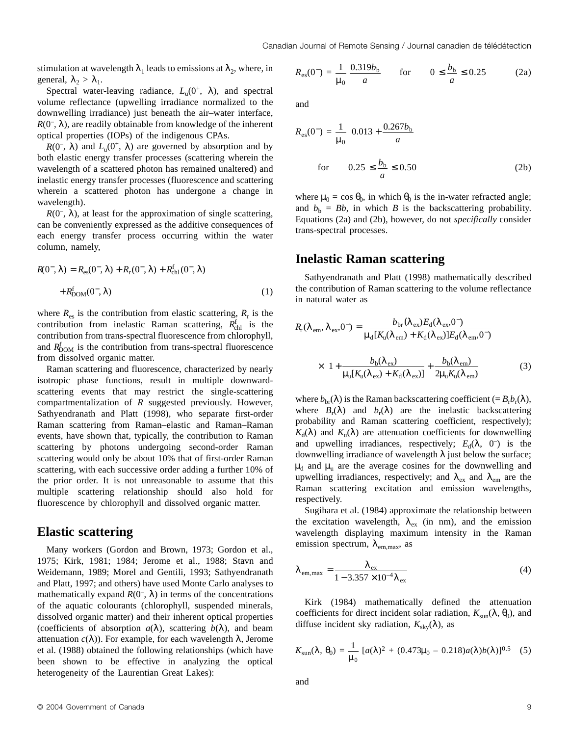stimulation at wavelength $\lambda_1$ leads to emissions at $\lambda_2$, where, in general, $\lambda_2 > \lambda_1$.

Spectral water-leaving radiance, $L_u(0^+, \lambda)$, and spectral volume reflectance (upwelling irradiance normalized to the downwelling irradiance) just beneath the air–water interface, $R(0^-, \lambda)$, are readily obtainable from knowledge of the inherent optical properties (IOPs) of the indigenous CPAs.

$R(0^-, \lambda)$ and $L_u(0^+, \lambda)$ are governed by absorption and by both elastic energy transfer processes (scattering wherein the wavelength of a scattered photon has remained unaltered) and inelastic energy transfer processes (fluorescence and scattering wherein a scattered photon has undergone a change in wavelength).

$R(0^-, \lambda)$, at least for the approximation of single scattering, can be conveniently expressed as the additive consequences of each energy transfer process occurring within the water column, namely,

$$R(0^-, \lambda) = R_{es}(0^-, \lambda) + R_r(0^-, \lambda) + R^f_{chl}(0^-, \lambda) + R^f_{DOM}(0^-, \lambda) \tag{1}$$

where $R_{es}$ is the contribution from elastic scattering, $R_r$ is the contribution from inelastic Raman scattering, $R^f_{chl}$ is the contribution from trans-spectral fluorescence from chlorophyll, and $R^f_{DOM}$ is the contribution from trans-spectral fluorescence from dissolved organic matter.

Raman scattering and fluorescence, characterized by nearly isotropic phase functions, result in multiple downward-scattering events that may restrict the single-scattering compartmentalization of $R$ suggested previously. However, Sathyendranath and Platt (1998), who separate first-order Raman scattering from Raman–elastic and Raman–Raman events, have shown that, typically, the contribution to Raman scattering by photons undergoing second-order Raman scattering would only be about 10% that of first-order Raman scattering, with each successive order adding a further 10% of the prior order. It is not unreasonable to assume that this multiple scattering relationship should also hold for fluorescence by chlorophyll and dissolved organic matter.

## Elastic scattering

Many workers (Gordon and Brown, 1973; Gordon et al., 1975; Kirk, 1981; 1984; Jerome et al., 1988; Stavn and Weidemann, 1989; Morel and Gentili, 1993; Sathyendranath and Platt, 1997; and others) have used Monte Carlo analyses to mathematically expand $R(0^-, \lambda)$ in terms of the concentrations of the aquatic colourants (chlorophyll, suspended minerals, dissolved organic matter) and their inherent optical properties (coefficients of absorption $a(\lambda)$, scattering $b(\lambda)$, and beam attenuation $c(\lambda)$). For example, for each wavelength $\lambda$, Jerome et al. (1988) obtained the following relationships (which have been shown to be effective in analyzing the optical heterogeneity of the Laurentian Great Lakes):

$$R_{es}(0^-) = \frac{1}{\mu_0}\left(\frac{0.319 b_b}{a}\right) \quad \text{for} \quad 0 \le \frac{b_b}{a} \le 0.25 \tag{2a}$$

and

$$R_{es}(0^-) = \frac{1}{\mu_0}\left(0.013 + \frac{0.267 b_b}{a}\right) \quad \text{for} \quad 0.25 \le \frac{b_b}{a} \le 0.50 \tag{2b}$$

where $\mu_0 = \cos\theta_0$, in which $\theta_0$ is the in-water refracted angle; and $b_b = Bb$, in which $B$ is the backscattering probability. Equations (2a) and (2b), however, do not *specifically* consider trans-spectral processes.

## Inelastic Raman scattering

Sathyendranath and Platt (1998) mathematically described the contribution of Raman scattering to the volume reflectance in natural water as

$$R_r(\lambda_{em}, \lambda_{ex}, 0^-) = \frac{b_{br}(\lambda_{ex}) E_d(\lambda_{ex}, 0^-)}{\mu_d[K_u(\lambda_{em}) + K_d(\lambda_{ex})] E_d(\lambda_{em}, 0^-)} \times \left(1 + \frac{b_b(\lambda_{ex})}{\mu_u[K_u(\lambda_{ex}) + K_d(\lambda_{ex})]} + \frac{b_b(\lambda_{em})}{2\mu_u K_u(\lambda_{em})}\right) \tag{3}$$

where $b_{br}(\lambda)$ is the Raman backscattering coefficient ($= B_r b_r(\lambda)$, where $B_r(\lambda)$ and $b_r(\lambda)$ are the inelastic backscattering probability and Raman scattering coefficient, respectively); $K_d(\lambda)$ and $K_u(\lambda)$ are attenuation coefficients for downwelling and upwelling irradiances, respectively; $E_d(\lambda, 0^-)$ is the downwelling irradiance of wavelength $\lambda$ just below the surface; $\mu_d$ and $\mu_u$ are the average cosines for the downwelling and upwelling irradiances, respectively; and $\lambda_{ex}$ and $\lambda_{em}$ are the Raman scattering excitation and emission wavelengths, respectively.

Sugihara et al. (1984) approximate the relationship between the excitation wavelength, $\lambda_{ex}$ (in nm), and the emission wavelength displaying maximum intensity in the Raman emission spectrum, $\lambda_{em,max}$, as

$$\lambda_{em,max} = \frac{\lambda_{ex}}{1 - 3.357 \times 10^{-4} \lambda_{ex}} \tag{4}$$

Kirk (1984) mathematically defined the attenuation coefficients for direct incident solar radiation, $K_{sun}(\lambda, \theta_0)$, and diffuse incident sky radiation, $K_{sky}(\lambda)$, as

$$K_{sun}(\lambda, \theta_0) = \frac{1}{\mu_0}\left[a(\lambda)^2 + (0.473\mu_0 - 0.218) a(\lambda) b(\lambda)\right]^{0.5} \tag{5}$$

and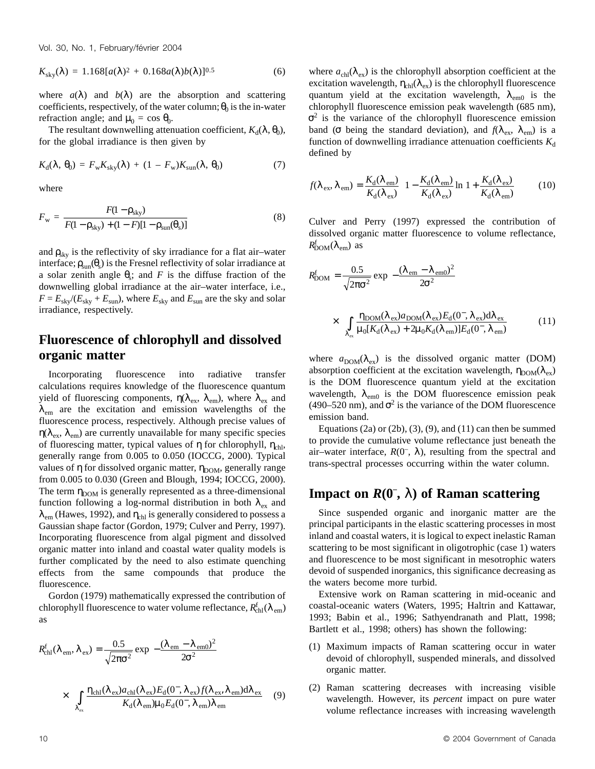$$K_{sky}(\lambda) = 1.168[a(\lambda)^2 + 0.168a(\lambda)b(\lambda)]^{0.5} \quad (6)$$

where $a(\lambda)$ and $b(\lambda)$ are the absorption and scattering coefficients, respectively, of the water column; $\theta_0$ is the in-water refraction angle; and $\mu_0 = \cos\theta_0$.

The resultant downwelling attenuation coefficient, $K_d(\lambda, \theta_0)$, for the global irradiance is then given by

$$K_d(\lambda, \theta_0) = F_w K_{sky}(\lambda) + (1 - F_w)K_{sun}(\lambda, \theta_0) \quad (7)$$

where

$$F_w = \frac{F(1-\rho_{sky})}{F(1-\rho_{sky}) + (1-F)[1-\rho_{sun}(\theta_s)]} \quad (8)$$

and $\rho_{sky}$ is the reflectivity of sky irradiance for a flat air–water interface; $\rho_{sun}(\theta_s)$ is the Fresnel reflectivity of solar irradiance at a solar zenith angle $\theta_s$; and $F$ is the diffuse fraction of the downwelling global irradiance at the air–water interface, i.e., $F = E_{sky}/(E_{sky} + E_{sun})$, where $E_{sky}$ and $E_{sun}$ are the sky and solar irradiance, respectively.

## Fluorescence of chlorophyll and dissolved organic matter

Incorporating fluorescence into radiative transfer calculations requires knowledge of the fluorescence quantum yield of fluorescing components, $\eta(\lambda_{ex}, \lambda_{em})$, where $\lambda_{ex}$ and $\lambda_{em}$ are the excitation and emission wavelengths of the fluorescence process, respectively. Although precise values of $\eta(\lambda_{ex}, \lambda_{em})$ are currently unavailable for many specific species of fluorescing matter, typical values of $\eta$ for chlorophyll, $\eta_{chl}$, generally range from 0.005 to 0.050 (IOCCG, 2000). Typical values of $\eta$ for dissolved organic matter, $\eta_{DOM}$, generally range from 0.005 to 0.030 (Green and Blough, 1994; IOCCG, 2000). The term $\eta_{DOM}$ is generally represented as a three-dimensional function following a log-normal distribution in both $\lambda_{ex}$ and $\lambda_{em}$ (Hawes, 1992), and $\eta_{chl}$ is generally considered to possess a Gaussian shape factor (Gordon, 1979; Culver and Perry, 1997). Incorporating fluorescence from algal pigment and dissolved organic matter into inland and coastal water quality models is further complicated by the need to also estimate quenching effects from the same compounds that produce the fluorescence.

Gordon (1979) mathematically expressed the contribution of chlorophyll fluorescence to water volume reflectance, $R^f_{chl}(\lambda_{em})$ as

$$R^f_{chl}(\lambda_{em}, \lambda_{ex}) = \frac{0.5}{\sqrt{2\pi\sigma^2}} \exp\left[-\frac{(\lambda_{em} - \lambda_{em0})^2}{2\sigma^2}\right] \times \int_{\lambda_{ex}} \frac{\eta_{chl}(\lambda_{ex}) a_{chl}(\lambda_{ex}) E_d(0^-, \lambda_{ex}) f(\lambda_{ex}, \lambda_{em}) d\lambda_{ex}}{K_d(\lambda_{em})\mu_0 E_d(0^-, \lambda_{em})\lambda_{em}} \quad (9)$$

where $a_{chl}(\lambda_{ex})$ is the chlorophyll absorption coefficient at the excitation wavelength, $\eta_{chl}(\lambda_{ex})$ is the chlorophyll fluorescence quantum yield at the excitation wavelength, $\lambda_{em0}$ is the chlorophyll fluorescence emission peak wavelength (685 nm), $\sigma^2$ is the variance of the chlorophyll fluorescence emission band ($\sigma$ being the standard deviation), and $f(\lambda_{ex}, \lambda_{em})$ is a function of downwelling irradiance attenuation coefficients $K_d$ defined by

$$f(\lambda_{ex}, \lambda_{em}) = \frac{K_d(\lambda_{em})}{K_d(\lambda_{ex})}\left[1 - \frac{K_d(\lambda_{em})}{K_d(\lambda_{ex})} \ln\left(1 + \frac{K_d(\lambda_{ex})}{K_d(\lambda_{em})}\right)\right] \quad (10)$$

Culver and Perry (1997) expressed the contribution of dissolved organic matter fluorescence to volume reflectance, $R^f_{DOM}(\lambda_{em})$ as

$$R^f_{DOM} = \frac{0.5}{\sqrt{2\pi\sigma^2}} \exp\left[-\frac{(\lambda_{em} - \lambda_{em0})^2}{2\sigma^2}\right] \times \int_{\lambda_{ex}} \frac{\eta_{DOM}(\lambda_{ex}) a_{DOM}(\lambda_{ex}) E_d(0^-, \lambda_{ex}) d\lambda_{ex}}{\mu_0[K_d(\lambda_{ex}) + 2\mu_0 K_d(\lambda_{em})]E_d(0^-, \lambda_{em})} \quad (11)$$

where $a_{DOM}(\lambda_{ex})$ is the dissolved organic matter (DOM) absorption coefficient at the excitation wavelength, $\eta_{DOM}(\lambda_{ex})$ is the DOM fluorescence quantum yield at the excitation wavelength, $\lambda_{em0}$ is the DOM fluorescence emission peak (490–520 nm), and $\sigma^2$ is the variance of the DOM fluorescence emission band.

Equations (2a) or (2b), (3), (9), and (11) can then be summed to provide the cumulative volume reflectance just beneath the air–water interface, $R(0^-, \lambda)$, resulting from the spectral and trans-spectral processes occurring within the water column.

## Impact on $R(0^-, \lambda)$ of Raman scattering

Since suspended organic and inorganic matter are the principal participants in the elastic scattering processes in most inland and coastal waters, it is logical to expect inelastic Raman scattering to be most significant in oligotrophic (case 1) waters and fluorescence to be most significant in mesotrophic waters devoid of suspended inorganics, this significance decreasing as the waters become more turbid.

Extensive work on Raman scattering in mid-oceanic and coastal-oceanic waters (Waters, 1995; Haltrin and Kattawar, 1993; Babin et al., 1996; Sathyendranath and Platt, 1998; Bartlett et al., 1998; others) has shown the following:

(1) Maximum impacts of Raman scattering occur in water devoid of chlorophyll, suspended minerals, and dissolved organic matter.

(2) Raman scattering decreases with increasing visible wavelength. However, its *percent* impact on pure water volume reflectance increases with increasing wavelength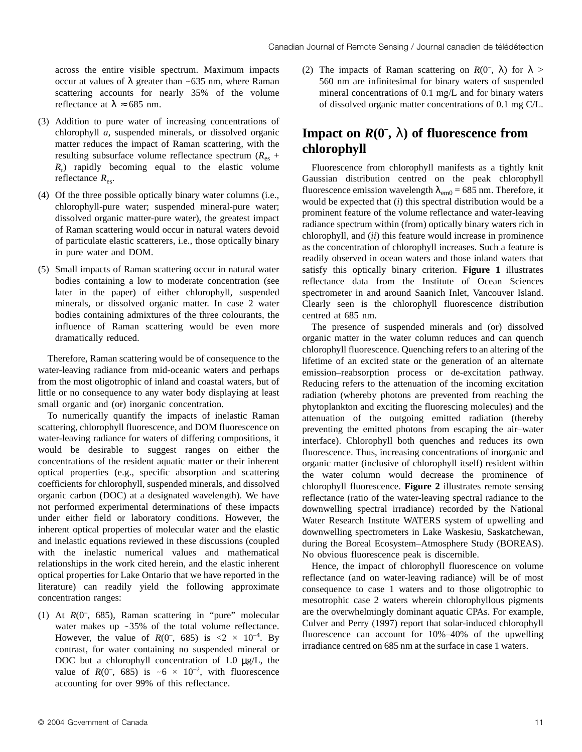across the entire visible spectrum. Maximum impacts occur at values of λ greater than ~635 nm, where Raman scattering accounts for nearly 35% of the volume reflectance at $\lambda \approx 685$ nm.

(3) Addition to pure water of increasing concentrations of chlorophyll *a*, suspended minerals, or dissolved organic matter reduces the impact of Raman scattering, with the resulting subsurface volume reflectance spectrum ($R_{es} + R_r$) rapidly becoming equal to the elastic volume reflectance $R_{es}$.

(4) Of the three possible optically binary water columns (i.e., chlorophyll-pure water; suspended mineral-pure water; dissolved organic matter-pure water), the greatest impact of Raman scattering would occur in natural waters devoid of particulate elastic scatterers, i.e., those optically binary in pure water and DOM.

(5) Small impacts of Raman scattering occur in natural water bodies containing a low to moderate concentration (see later in the paper) of either chlorophyll, suspended minerals, or dissolved organic matter. In case 2 water bodies containing admixtures of the three colourants, the influence of Raman scattering would be even more dramatically reduced.

Therefore, Raman scattering would be of consequence to the water-leaving radiance from mid-oceanic waters and perhaps from the most oligotrophic of inland and coastal waters, but of little or no consequence to any water body displaying at least small organic and (or) inorganic concentration.

To numerically quantify the impacts of inelastic Raman scattering, chlorophyll fluorescence, and DOM fluorescence on water-leaving radiance for waters of differing compositions, it would be desirable to suggest ranges on either the concentrations of the resident aquatic matter or their inherent optical properties (e.g., specific absorption and scattering coefficients for chlorophyll, suspended minerals, and dissolved organic carbon (DOC) at a designated wavelength). We have not performed experimental determinations of these impacts under either field or laboratory conditions. However, the inherent optical properties of molecular water and the elastic and inelastic equations reviewed in these discussions (coupled with the inelastic numerical values and mathematical relationships in the work cited herein, and the elastic inherent optical properties for Lake Ontario that we have reported in the literature) can readily yield the following approximate concentration ranges:

(1) At $R(0^-, 685)$, Raman scattering in "pure" molecular water makes up ~35% of the total volume reflectance. However, the value of $R(0^-, 685)$ is $<2 \times 10^{-4}$. By contrast, for water containing no suspended mineral or DOC but a chlorophyll concentration of 1.0 μg/L, the value of $R(0^-, 685)$ is $\sim 6 \times 10^{-2}$, with fluorescence accounting for over 99% of this reflectance.

(2) The impacts of Raman scattering on $R(0^-, \lambda)$ for $\lambda >$ 560 nm are infinitesimal for binary waters of suspended mineral concentrations of 0.1 mg/L and for binary waters of dissolved organic matter concentrations of 0.1 mg C/L.

## Impact on $R(0^-, \lambda)$ of fluorescence from chlorophyll

Fluorescence from chlorophyll manifests as a tightly knit Gaussian distribution centred on the peak chlorophyll fluorescence emission wavelength $\lambda_{em0} = 685$ nm. Therefore, it would be expected that (*i*) this spectral distribution would be a prominent feature of the volume reflectance and water-leaving radiance spectrum within (from) optically binary waters rich in chlorophyll, and (*ii*) this feature would increase in prominence as the concentration of chlorophyll increases. Such a feature is readily observed in ocean waters and those inland waters that satisfy this optically binary criterion. **Figure 1** illustrates reflectance data from the Institute of Ocean Sciences spectrometer in and around Saanich Inlet, Vancouver Island. Clearly seen is the chlorophyll fluorescence distribution centred at 685 nm.

The presence of suspended minerals and (or) dissolved organic matter in the water column reduces and can quench chlorophyll fluorescence. Quenching refers to an altering of the lifetime of an excited state or the generation of an alternate emission–reabsorption process or de-excitation pathway. Reducing refers to the attenuation of the incoming excitation radiation (whereby photons are prevented from reaching the phytoplankton and exciting the fluorescing molecules) and the attenuation of the outgoing emitted radiation (thereby preventing the emitted photons from escaping the air–water interface). Chlorophyll both quenches and reduces its own fluorescence. Thus, increasing concentrations of inorganic and organic matter (inclusive of chlorophyll itself) resident within the water column would decrease the prominence of chlorophyll fluorescence. **Figure 2** illustrates remote sensing reflectance (ratio of the water-leaving spectral radiance to the downwelling spectral irradiance) recorded by the National Water Research Institute WATERS system of upwelling and downwelling spectrometers in Lake Waskesiu, Saskatchewan, during the Boreal Ecosystem–Atmosphere Study (BOREAS). No obvious fluorescence peak is discernible.

Hence, the impact of chlorophyll fluorescence on volume reflectance (and on water-leaving radiance) will be of most consequence to case 1 waters and to those oligotrophic to mesotrophic case 2 waters wherein chlorophyllous pigments are the overwhelmingly dominant aquatic CPAs. For example, Culver and Perry (1997) report that solar-induced chlorophyll fluorescence can account for 10%–40% of the upwelling irradiance centred on 685 nm at the surface in case 1 waters.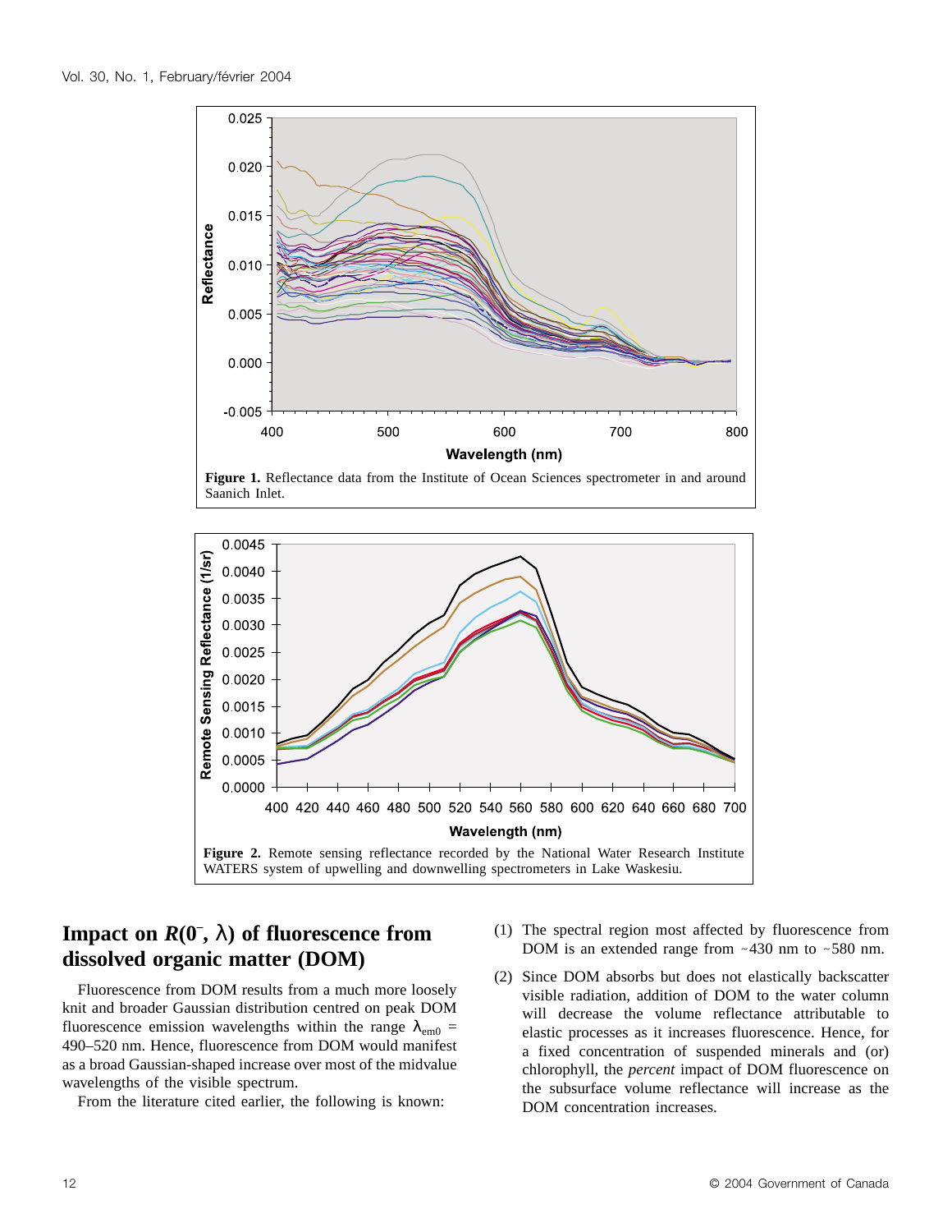Figure 1. Reflectance data from the Institute of Ocean Sciences spectrometer in and around Saanich Inlet.

Figure 2. Remote sensing reflectance recorded by the National Water Research Institute WATERS system of upwelling and downwelling spectrometers in Lake Waskesiu.

## Impact on $R(0^-, \lambda)$ of fluorescence from dissolved organic matter (DOM)

Fluorescence from DOM results from a much more loosely knit and broader Gaussian distribution centred on peak DOM fluorescence emission wavelengths within the range $\lambda_{em0}$ = 490–520 nm. Hence, fluorescence from DOM would manifest as a broad Gaussian-shaped increase over most of the midvalue wavelengths of the visible spectrum.

From the literature cited earlier, the following is known:

(1) The spectral region most affected by fluorescence from DOM is an extended range from ~430 nm to ~580 nm.

(2) Since DOM absorbs but does not elastically backscatter visible radiation, addition of DOM to the water column will decrease the volume reflectance attributable to elastic processes as it increases fluorescence. Hence, for a fixed concentration of suspended minerals and (or) chlorophyll, the *percent* impact of DOM fluorescence on the subsurface volume reflectance will increase as the DOM concentration increases.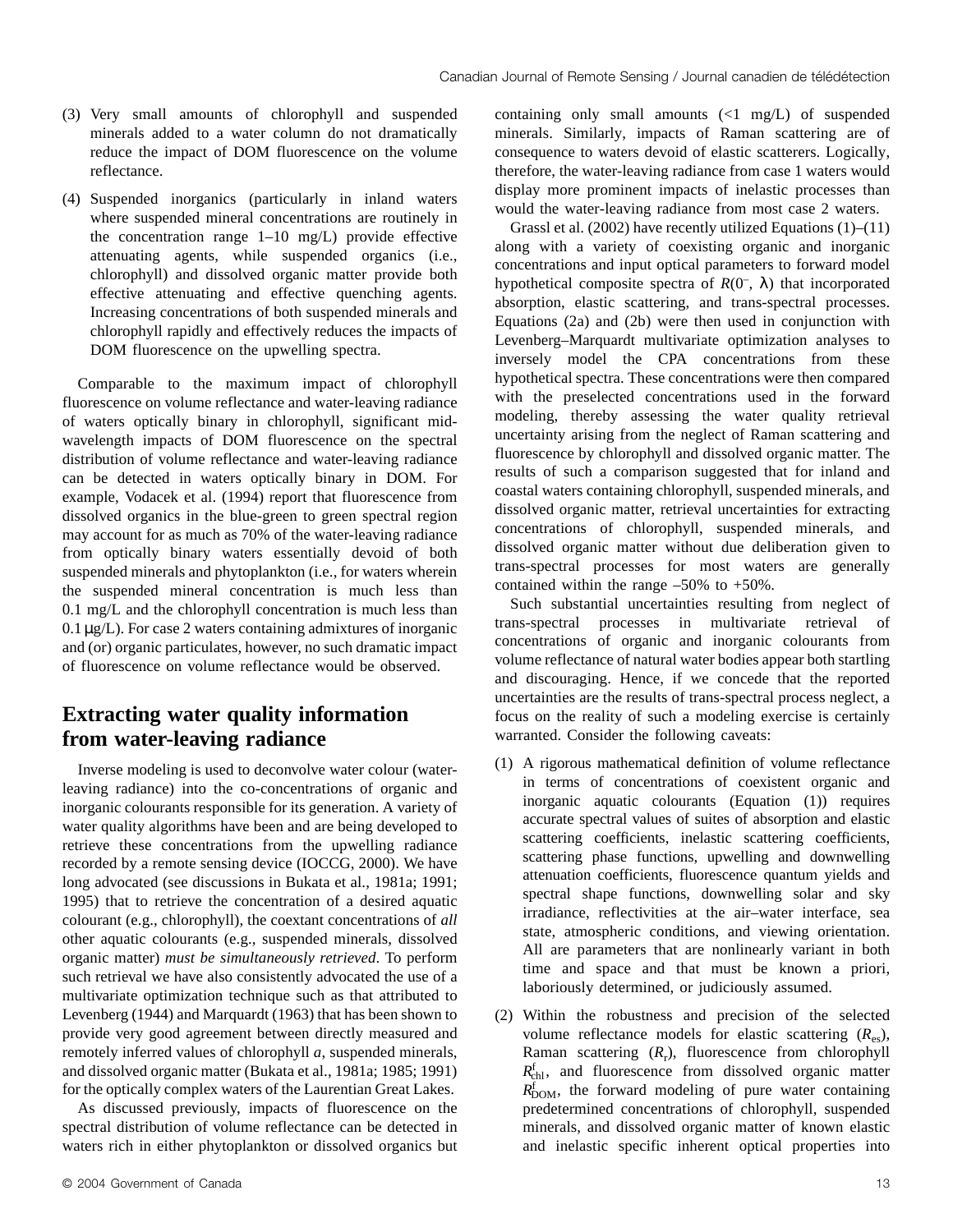(3) Very small amounts of chlorophyll and suspended minerals added to a water column do not dramatically reduce the impact of DOM fluorescence on the volume reflectance.

(4) Suspended inorganics (particularly in inland waters where suspended mineral concentrations are routinely in the concentration range 1–10 mg/L) provide effective attenuating agents, while suspended organics (i.e., chlorophyll) and dissolved organic matter provide both effective attenuating and effective quenching agents. Increasing concentrations of both suspended minerals and chlorophyll rapidly and effectively reduces the impacts of DOM fluorescence on the upwelling spectra.

Comparable to the maximum impact of chlorophyll fluorescence on volume reflectance and water-leaving radiance of waters optically binary in chlorophyll, significant mid-wavelength impacts of DOM fluorescence on the spectral distribution of volume reflectance and water-leaving radiance can be detected in waters optically binary in DOM. For example, Vodacek et al. (1994) report that fluorescence from dissolved organics in the blue-green to green spectral region may account for as much as 70% of the water-leaving radiance from optically binary waters essentially devoid of both suspended minerals and phytoplankton (i.e., for waters wherein the suspended mineral concentration is much less than 0.1 mg/L and the chlorophyll concentration is much less than 0.1 μg/L). For case 2 waters containing admixtures of inorganic and (or) organic particulates, however, no such dramatic impact of fluorescence on volume reflectance would be observed.

## Extracting water quality information from water-leaving radiance

Inverse modeling is used to deconvolve water colour (water-leaving radiance) into the co-concentrations of organic and inorganic colourants responsible for its generation. A variety of water quality algorithms have been and are being developed to retrieve these concentrations from the upwelling radiance recorded by a remote sensing device (IOCCG, 2000). We have long advocated (see discussions in Bukata et al., 1981a; 1991; 1995) that to retrieve the concentration of a desired aquatic colourant (e.g., chlorophyll), the coextant concentrations of *all* other aquatic colourants (e.g., suspended minerals, dissolved organic matter) *must be simultaneously retrieved*. To perform such retrieval we have also consistently advocated the use of a multivariate optimization technique such as that attributed to Levenberg (1944) and Marquardt (1963) that has been shown to provide very good agreement between directly measured and remotely inferred values of chlorophyll *a*, suspended minerals, and dissolved organic matter (Bukata et al., 1981a; 1985; 1991) for the optically complex waters of the Laurentian Great Lakes.

As discussed previously, impacts of fluorescence on the spectral distribution of volume reflectance can be detected in waters rich in either phytoplankton or dissolved organics but containing only small amounts (<1 mg/L) of suspended minerals. Similarly, impacts of Raman scattering are of consequence to waters devoid of elastic scatterers. Logically, therefore, the water-leaving radiance from case 1 waters would display more prominent impacts of inelastic processes than would the water-leaving radiance from most case 2 waters.

Grassl et al. (2002) have recently utilized Equations (1)–(11) along with a variety of coexisting organic and inorganic concentrations and input optical parameters to forward model hypothetical composite spectra of $R(0^-, \lambda)$ that incorporated absorption, elastic scattering, and trans-spectral processes. Equations (2a) and (2b) were then used in conjunction with Levenberg–Marquardt multivariate optimization analyses to inversely model the CPA concentrations from these hypothetical spectra. These concentrations were then compared with the preselected concentrations used in the forward modeling, thereby assessing the water quality retrieval uncertainty arising from the neglect of Raman scattering and fluorescence by chlorophyll and dissolved organic matter. The results of such a comparison suggested that for inland and coastal waters containing chlorophyll, suspended minerals, and dissolved organic matter, retrieval uncertainties for extracting concentrations of chlorophyll, suspended minerals, and dissolved organic matter without due deliberation given to trans-spectral processes for most waters are generally contained within the range –50% to +50%.

Such substantial uncertainties resulting from neglect of trans-spectral processes in multivariate retrieval of concentrations of organic and inorganic colourants from volume reflectance of natural water bodies appear both startling and discouraging. Hence, if we concede that the reported uncertainties are the results of trans-spectral process neglect, a focus on the reality of such a modeling exercise is certainly warranted. Consider the following caveats:

(1) A rigorous mathematical definition of volume reflectance in terms of concentrations of coexistent organic and inorganic aquatic colourants (Equation (1)) requires accurate spectral values of suites of absorption and elastic scattering coefficients, inelastic scattering coefficients, scattering phase functions, upwelling and downwelling attenuation coefficients, fluorescence quantum yields and spectral shape functions, downwelling solar and sky irradiance, reflectivities at the air–water interface, sea state, atmospheric conditions, and viewing orientation. All are parameters that are nonlinearly variant in both time and space and that must be known a priori, laboriously determined, or judiciously assumed.

(2) Within the robustness and precision of the selected volume reflectance models for elastic scattering ($R_{es}$), Raman scattering ($R_r$), fluorescence from chlorophyll $R^f_{chl}$, and fluorescence from dissolved organic matter $R^f_{DOM}$, the forward modeling of pure water containing predetermined concentrations of chlorophyll, suspended minerals, and dissolved organic matter of known elastic and inelastic specific inherent optical properties into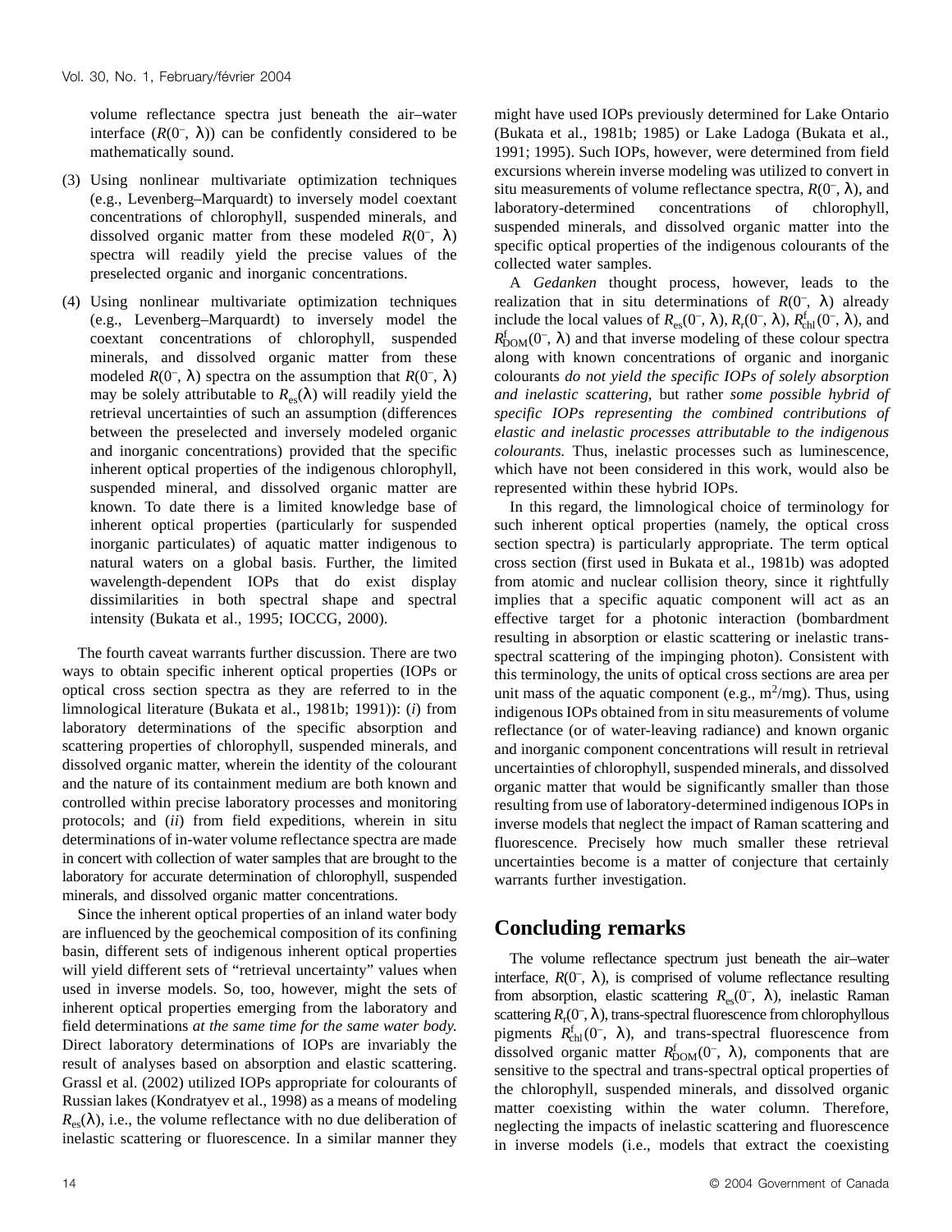volume reflectance spectra just beneath the air–water interface ($R(0^-, \lambda)$) can be confidently considered to be mathematically sound.

(3) Using nonlinear multivariate optimization techniques (e.g., Levenberg–Marquardt) to inversely model coextant concentrations of chlorophyll, suspended minerals, and dissolved organic matter from these modeled $R(0^-, \lambda)$ spectra will readily yield the precise values of the preselected organic and inorganic concentrations.

(4) Using nonlinear multivariate optimization techniques (e.g., Levenberg–Marquardt) to inversely model the coextant concentrations of chlorophyll, suspended minerals, and dissolved organic matter from these modeled $R(0^-, \lambda)$ spectra on the assumption that $R(0^-, \lambda)$ may be solely attributable to $R_{es}(\lambda)$ will readily yield the retrieval uncertainties of such an assumption (differences between the preselected and inversely modeled organic and inorganic concentrations) provided that the specific inherent optical properties of the indigenous chlorophyll, suspended mineral, and dissolved organic matter are known. To date there is a limited knowledge base of inherent optical properties (particularly for suspended inorganic particulates) of aquatic matter indigenous to natural waters on a global basis. Further, the limited wavelength-dependent IOPs that do exist display dissimilarities in both spectral shape and spectral intensity (Bukata et al., 1995; IOCCG, 2000).

The fourth caveat warrants further discussion. There are two ways to obtain specific inherent optical properties (IOPs or optical cross section spectra as they are referred to in the limnological literature (Bukata et al., 1981b; 1991)): (*i*) from laboratory determinations of the specific absorption and scattering properties of chlorophyll, suspended minerals, and dissolved organic matter, wherein the identity of the colourant and the nature of its containment medium are both known and controlled within precise laboratory processes and monitoring protocols; and (*ii*) from field expeditions, wherein in situ determinations of in-water volume reflectance spectra are made in concert with collection of water samples that are brought to the laboratory for accurate determination of chlorophyll, suspended minerals, and dissolved organic matter concentrations.

Since the inherent optical properties of an inland water body are influenced by the geochemical composition of its confining basin, different sets of indigenous inherent optical properties will yield different sets of "retrieval uncertainty" values when used in inverse models. So, too, however, might the sets of inherent optical properties emerging from the laboratory and field determinations *at the same time for the same water body.* Direct laboratory determinations of IOPs are invariably the result of analyses based on absorption and elastic scattering. Grassl et al. (2002) utilized IOPs appropriate for colourants of Russian lakes (Kondratyev et al., 1998) as a means of modeling $R_{es}(\lambda)$, i.e., the volume reflectance with no due deliberation of inelastic scattering or fluorescence. In a similar manner they might have used IOPs previously determined for Lake Ontario (Bukata et al., 1981b; 1985) or Lake Ladoga (Bukata et al., 1991; 1995). Such IOPs, however, were determined from field excursions wherein inverse modeling was utilized to convert in situ measurements of volume reflectance spectra, $R(0^-, \lambda)$, and laboratory-determined concentrations of chlorophyll, suspended minerals, and dissolved organic matter into the specific optical properties of the indigenous colourants of the collected water samples.

A *Gedanken* thought process, however, leads to the realization that in situ determinations of $R(0^-, \lambda)$ already include the local values of $R_{es}(0^-, \lambda)$, $R_r(0^-, \lambda)$, $R^f_{chl}(0^-, \lambda)$, and $R^f_{DOM}(0^-, \lambda)$ and that inverse modeling of these colour spectra along with known concentrations of organic and inorganic colourants *do not yield the specific IOPs of solely absorption and inelastic scattering,* but rather *some possible hybrid of specific IOPs representing the combined contributions of elastic and inelastic processes attributable to the indigenous colourants.* Thus, inelastic processes such as luminescence, which have not been considered in this work, would also be represented within these hybrid IOPs.

In this regard, the limnological choice of terminology for such inherent optical properties (namely, the optical cross section spectra) is particularly appropriate. The term optical cross section (first used in Bukata et al., 1981b) was adopted from atomic and nuclear collision theory, since it rightfully implies that a specific aquatic component will act as an effective target for a photonic interaction (bombardment resulting in absorption or elastic scattering or inelastic trans-spectral scattering of the impinging photon). Consistent with this terminology, the units of optical cross sections are area per unit mass of the aquatic component (e.g., $m^2$/mg). Thus, using indigenous IOPs obtained from in situ measurements of volume reflectance (or of water-leaving radiance) and known organic and inorganic component concentrations will result in retrieval uncertainties of chlorophyll, suspended minerals, and dissolved organic matter that would be significantly smaller than those resulting from use of laboratory-determined indigenous IOPs in inverse models that neglect the impact of Raman scattering and fluorescence. Precisely how much smaller these retrieval uncertainties become is a matter of conjecture that certainly warrants further investigation.

## Concluding remarks

The volume reflectance spectrum just beneath the air–water interface, $R(0^-, \lambda)$, is comprised of volume reflectance resulting from absorption, elastic scattering $R_{es}(0^-, \lambda)$, inelastic Raman scattering $R_r(0^-, \lambda)$, trans-spectral fluorescence from chlorophyllous pigments $R^f_{chl}(0^-, \lambda)$, and trans-spectral fluorescence from dissolved organic matter $R^f_{DOM}(0^-, \lambda)$, components that are sensitive to the spectral and trans-spectral optical properties of the chlorophyll, suspended minerals, and dissolved organic matter coexisting within the water column. Therefore, neglecting the impacts of inelastic scattering and fluorescence in inverse models (i.e., models that extract the coexisting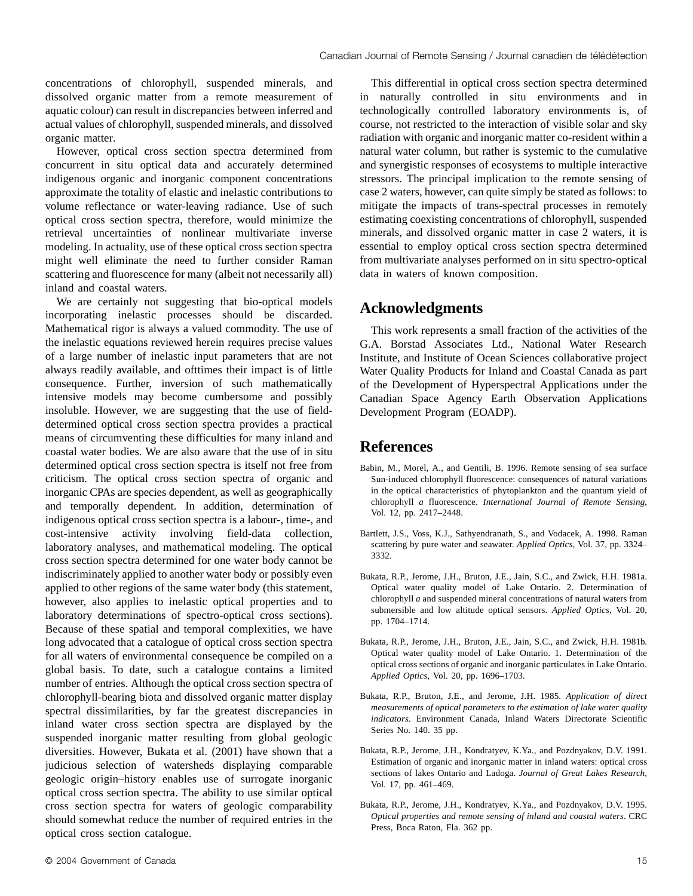concentrations of chlorophyll, suspended minerals, and dissolved organic matter from a remote measurement of aquatic colour) can result in discrepancies between inferred and actual values of chlorophyll, suspended minerals, and dissolved organic matter.

However, optical cross section spectra determined from concurrent in situ optical data and accurately determined indigenous organic and inorganic component concentrations approximate the totality of elastic and inelastic contributions to volume reflectance or water-leaving radiance. Use of such optical cross section spectra, therefore, would minimize the retrieval uncertainties of nonlinear multivariate inverse modeling. In actuality, use of these optical cross section spectra might well eliminate the need to further consider Raman scattering and fluorescence for many (albeit not necessarily all) inland and coastal waters.

We are certainly not suggesting that bio-optical models incorporating inelastic processes should be discarded. Mathematical rigor is always a valued commodity. The use of the inelastic equations reviewed herein requires precise values of a large number of inelastic input parameters that are not always readily available, and ofttimes their impact is of little consequence. Further, inversion of such mathematically intensive models may become cumbersome and possibly insoluble. However, we are suggesting that the use of field-determined optical cross section spectra provides a practical means of circumventing these difficulties for many inland and coastal water bodies. We are also aware that the use of in situ determined optical cross section spectra is itself not free from criticism. The optical cross section spectra of organic and inorganic CPAs are species dependent, as well as geographically and temporally dependent. In addition, determination of indigenous optical cross section spectra is a labour-, time-, and cost-intensive activity involving field-data collection, laboratory analyses, and mathematical modeling. The optical cross section spectra determined for one water body cannot be indiscriminately applied to another water body or possibly even applied to other regions of the same water body (this statement, however, also applies to inelastic optical properties and to laboratory determinations of spectro-optical cross sections). Because of these spatial and temporal complexities, we have long advocated that a catalogue of optical cross section spectra for all waters of environmental consequence be compiled on a global basis. To date, such a catalogue contains a limited number of entries. Although the optical cross section spectra of chlorophyll-bearing biota and dissolved organic matter display spectral dissimilarities, by far the greatest discrepancies in inland water cross section spectra are displayed by the suspended inorganic matter resulting from global geologic diversities. However, Bukata et al. (2001) have shown that a judicious selection of watersheds displaying comparable geologic origin–history enables use of surrogate inorganic optical cross section spectra. The ability to use similar optical cross section spectra for waters of geologic comparability should somewhat reduce the number of required entries in the optical cross section catalogue.

This differential in optical cross section spectra determined in naturally controlled in situ environments and in technologically controlled laboratory environments is, of course, not restricted to the interaction of visible solar and sky radiation with organic and inorganic matter co-resident within a natural water column, but rather is systemic to the cumulative and synergistic responses of ecosystems to multiple interactive stressors. The principal implication to the remote sensing of case 2 waters, however, can quite simply be stated as follows: to mitigate the impacts of trans-spectral processes in remotely estimating coexisting concentrations of chlorophyll, suspended minerals, and dissolved organic matter in case 2 waters, it is essential to employ optical cross section spectra determined from multivariate analyses performed on in situ spectro-optical data in waters of known composition.

## Acknowledgments

This work represents a small fraction of the activities of the G.A. Borstad Associates Ltd., National Water Research Institute, and Institute of Ocean Sciences collaborative project Water Quality Products for Inland and Coastal Canada as part of the Development of Hyperspectral Applications under the Canadian Space Agency Earth Observation Applications Development Program (EOADP).

## References

Babin, M., Morel, A., and Gentili, B. 1996. Remote sensing of sea surface Sun-induced chlorophyll fluorescence: consequences of natural variations in the optical characteristics of phytoplankton and the quantum yield of chlorophyll *a* fluorescence. *International Journal of Remote Sensing*, Vol. 12, pp. 2417–2448.

Bartlett, J.S., Voss, K.J., Sathyendranath, S., and Vodacek, A. 1998. Raman scattering by pure water and seawater. *Applied Optics*, Vol. 37, pp. 3324–3332.

Bukata, R.P., Jerome, J.H., Bruton, J.E., Jain, S.C., and Zwick, H.H. 1981a. Optical water quality model of Lake Ontario. 2. Determination of chlorophyll *a* and suspended mineral concentrations of natural waters from submersible and low altitude optical sensors. *Applied Optics*, Vol. 20, pp. 1704–1714.

Bukata, R.P., Jerome, J.H., Bruton, J.E., Jain, S.C., and Zwick, H.H. 1981b. Optical water quality model of Lake Ontario. 1. Determination of the optical cross sections of organic and inorganic particulates in Lake Ontario. *Applied Optics*, Vol. 20, pp. 1696–1703.

Bukata, R.P., Bruton, J.E., and Jerome, J.H. 1985. *Application of direct measurements of optical parameters to the estimation of lake water quality indicators*. Environment Canada, Inland Waters Directorate Scientific Series No. 140. 35 pp.

Bukata, R.P., Jerome, J.H., Kondratyev, K.Ya., and Pozdnyakov, D.V. 1991. Estimation of organic and inorganic matter in inland waters: optical cross sections of lakes Ontario and Ladoga. *Journal of Great Lakes Research*, Vol. 17, pp. 461–469.

Bukata, R.P., Jerome, J.H., Kondratyev, K.Ya., and Pozdnyakov, D.V. 1995. *Optical properties and remote sensing of inland and coastal waters*. CRC Press, Boca Raton, Fla. 362 pp.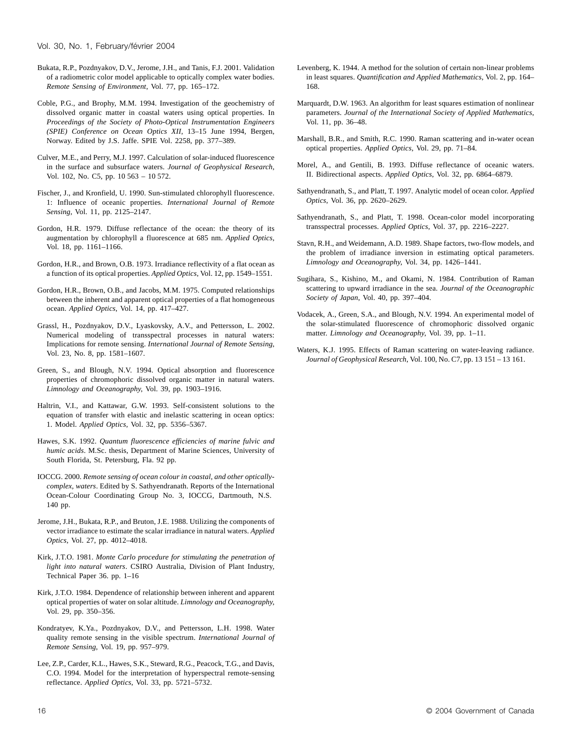Bukata, R.P., Pozdnyakov, D.V., Jerome, J.H., and Tanis, F.J. 2001. Validation of a radiometric color model applicable to optically complex water bodies. *Remote Sensing of Environment*, Vol. 77, pp. 165–172.

Coble, P.G., and Brophy, M.M. 1994. Investigation of the geochemistry of dissolved organic matter in coastal waters using optical properties. In *Proceedings of the Society of Photo-Optical Instrumentation Engineers (SPIE) Conference on Ocean Optics XII*, 13–15 June 1994, Bergen, Norway. Edited by J.S. Jaffe. SPIE Vol. 2258, pp. 377–389.

Culver, M.E., and Perry, M.J. 1997. Calculation of solar-induced fluorescence in the surface and subsurface waters. *Journal of Geophysical Research*, Vol. 102, No. C5, pp. 10 563 – 10 572.

Fischer, J., and Kronfield, U. 1990. Sun-stimulated chlorophyll fluorescence. 1: Influence of oceanic properties. *International Journal of Remote Sensing*, Vol. 11, pp. 2125–2147.

Gordon, H.R. 1979. Diffuse reflectance of the ocean: the theory of its augmentation by chlorophyll a fluorescence at 685 nm. *Applied Optics*, Vol. 18, pp. 1161–1166.

Gordon, H.R., and Brown, O.B. 1973. Irradiance reflectivity of a flat ocean as a function of its optical properties. *Applied Optics*, Vol. 12, pp. 1549–1551.

Gordon, H.R., Brown, O.B., and Jacobs, M.M. 1975. Computed relationships between the inherent and apparent optical properties of a flat homogeneous ocean. *Applied Optics*, Vol. 14, pp. 417–427.

Grassl, H., Pozdnyakov, D.V., Lyaskovsky, A.V., and Pettersson, L. 2002. Numerical modeling of transspectral processes in natural waters: Implications for remote sensing. *International Journal of Remote Sensing*, Vol. 23, No. 8, pp. 1581–1607.

Green, S., and Blough, N.V. 1994. Optical absorption and fluorescence properties of chromophoric dissolved organic matter in natural waters. *Limnology and Oceanography*, Vol. 39, pp. 1903–1916.

Haltrin, V.I., and Kattawar, G.W. 1993. Self-consistent solutions to the equation of transfer with elastic and inelastic scattering in ocean optics: 1. Model. *Applied Optics*, Vol. 32, pp. 5356–5367.

Hawes, S.K. 1992. *Quantum fluorescence efficiencies of marine fulvic and humic acids*. M.Sc. thesis, Department of Marine Sciences, University of South Florida, St. Petersburg, Fla. 92 pp.

IOCCG. 2000. *Remote sensing of ocean colour in coastal, and other optically-complex, waters*. Edited by S. Sathyendranath. Reports of the International Ocean-Colour Coordinating Group No. 3, IOCCG, Dartmouth, N.S. 140 pp.

Jerome, J.H., Bukata, R.P., and Bruton, J.E. 1988. Utilizing the components of vector irradiance to estimate the scalar irradiance in natural waters. *Applied Optics*, Vol. 27, pp. 4012–4018.

Kirk, J.T.O. 1981. *Monte Carlo procedure for stimulating the penetration of light into natural waters*. CSIRO Australia, Division of Plant Industry, Technical Paper 36. pp. 1–16

Kirk, J.T.O. 1984. Dependence of relationship between inherent and apparent optical properties of water on solar altitude. *Limnology and Oceanography*, Vol. 29, pp. 350–356.

Kondratyev, K.Ya., Pozdnyakov, D.V., and Pettersson, L.H. 1998. Water quality remote sensing in the visible spectrum. *International Journal of Remote Sensing*, Vol. 19, pp. 957–979.

Lee, Z.P., Carder, K.L., Hawes, S.K., Steward, R.G., Peacock, T.G., and Davis, C.O. 1994. Model for the interpretation of hyperspectral remote-sensing reflectance. *Applied Optics*, Vol. 33, pp. 5721–5732.

Levenberg, K. 1944. A method for the solution of certain non-linear problems in least squares. *Quantification and Applied Mathematics*, Vol. 2, pp. 164–168.

Marquardt, D.W. 1963. An algorithm for least squares estimation of nonlinear parameters. *Journal of the International Society of Applied Mathematics*, Vol. 11, pp. 36–48.

Marshall, B.R., and Smith, R.C. 1990. Raman scattering and in-water ocean optical properties. *Applied Optics*, Vol. 29, pp. 71–84.

Morel, A., and Gentili, B. 1993. Diffuse reflectance of oceanic waters. II. Bidirectional aspects. *Applied Optics*, Vol. 32, pp. 6864–6879.

Sathyendranath, S., and Platt, T. 1997. Analytic model of ocean color. *Applied Optics*, Vol. 36, pp. 2620–2629.

Sathyendranath, S., and Platt, T. 1998. Ocean-color model incorporating transspectral processes. *Applied Optics*, Vol. 37, pp. 2216–2227.

Stavn, R.H., and Weidemann, A.D. 1989. Shape factors, two-flow models, and the problem of irradiance inversion in estimating optical parameters. *Limnology and Oceanography*, Vol. 34, pp. 1426–1441.

Sugihara, S., Kishino, M., and Okami, N. 1984. Contribution of Raman scattering to upward irradiance in the sea. *Journal of the Oceanographic Society of Japan*, Vol. 40, pp. 397–404.

Vodacek, A., Green, S.A., and Blough, N.V. 1994. An experimental model of the solar-stimulated fluorescence of chromophoric dissolved organic matter. *Limnology and Oceanography*, Vol. 39, pp. 1–11.

Waters, K.J. 1995. Effects of Raman scattering on water-leaving radiance. *Journal of Geophysical Research*, Vol. 100, No. C7, pp. 13 151 – 13 161.